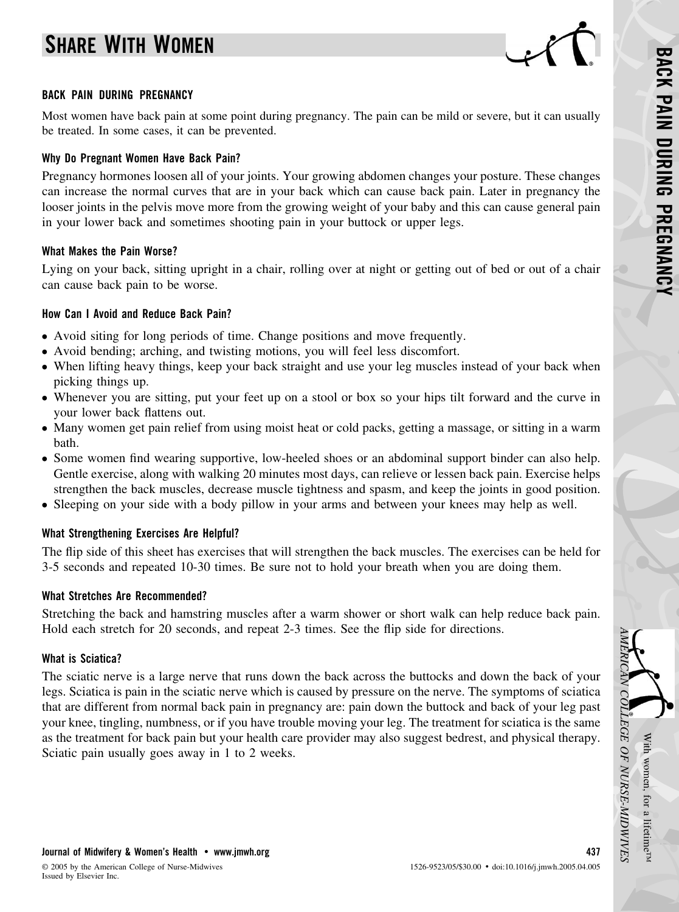# SHARE WITH WOMEN

## BACK PAIN DURING PREGNANCY

Most women have back pain at some point during pregnancy. The pain can be mild or severe, but it can usually be treated. In some cases, it can be prevented.

### Why Do Pregnant Women Have Back Pain?

Pregnancy hormones loosen all of your joints. Your growing abdomen changes your posture. These changes can increase the normal curves that are in your back which can cause back pain. Later in pregnancy the looser joints in the pelvis move more from the growing weight of your baby and this can cause general pain in your lower back and sometimes shooting pain in your buttock or upper legs.

### What Makes the Pain Worse?

Lying on your back, sitting upright in a chair, rolling over at night or getting out of bed or out of a chair can cause back pain to be worse.

### How Can I Avoid and Reduce Back Pain?

- Avoid siting for long periods of time. Change positions and move frequently.
- Avoid bending; arching, and twisting motions, you will feel less discomfort.
- When lifting heavy things, keep your back straight and use your leg muscles instead of your back when picking things up.
- Whenever you are sitting, put your feet up on a stool or box so your hips tilt forward and the curve in your lower back flattens out.
- Many women get pain relief from using moist heat or cold packs, getting a massage, or sitting in a warm bath.
- Some women find wearing supportive, low-heeled shoes or an abdominal support binder can also help. Gentle exercise, along with walking 20 minutes most days, can relieve or lessen back pain. Exercise helps strengthen the back muscles, decrease muscle tightness and spasm, and keep the joints in good position.
- Sleeping on your side with a body pillow in your arms and between your knees may help as well.

### What Strengthening Exercises Are Helpful?

The flip side of this sheet has exercises that will strengthen the back muscles. The exercises can be held for 3-5 seconds and repeated 10-30 times. Be sure not to hold your breath when you are doing them.

### What Stretches Are Recommended?

Stretching the back and hamstring muscles after a warm shower or short walk can help reduce back pain. Hold each stretch for 20 seconds, and repeat 2-3 times. See the flip side for directions.

### What is Sciatica?

The sciatic nerve is a large nerve that runs down the back across the buttocks and down the back of your legs. Sciatica is pain in the sciatic nerve which is caused by pressure on the nerve. The symptoms of sciatica that are different from normal back pain in pregnancy are: pain down the buttock and back of your leg past your knee, tingling, numbness, or if you have trouble moving your leg. The treatment for sciatica is the same as the treatment for back pain but your health care provider may also suggest bedrest, and physical therapy. Sciatic pain usually goes away in 1 to 2 weeks.

*AMERICAN COLLEGE OF NURSE-MIDWIVES* — With women, for a lifetime™

© 2005 by the American College of Nurse-Midwives
Issued by Elsevier Inc.

1526-9523/05/$30.00 • doi:10.1016/j.jmwh.2005.04.005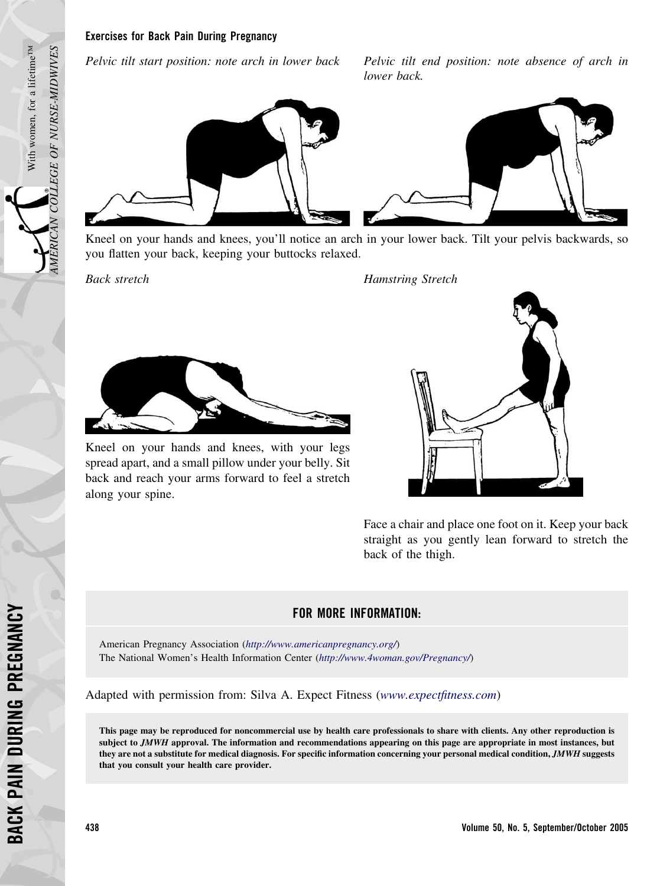## Exercises for Back Pain During Pregnancy

*Pelvic tilt start position: note arch in lower back*

*Pelvic tilt end position: note absence of arch in lower back.*

Kneel on your hands and knees, you'll notice an arch in your lower back. Tilt your pelvis backwards, so you flatten your back, keeping your buttocks relaxed.

*Back stretch*

Kneel on your hands and knees, with your legs spread apart, and a small pillow under your belly. Sit back and reach your arms forward to feel a stretch along your spine.

*Hamstring Stretch*

Face a chair and place one foot on it. Keep your back straight as you gently lean forward to stretch the back of the thigh.

### FOR MORE INFORMATION:

American Pregnancy Association (*http://www.americanpregnancy.org/*)
The National Women's Health Information Center (*http://www.4woman.gov/Pregnancy/*)

Adapted with permission from: Silva A. Expect Fitness (*www.expectfitness.com*)

**This page may be reproduced for noncommercial use by health care professionals to share with clients. Any other reproduction is subject to *JMWH* approval. The information and recommendations appearing on this page are appropriate in most instances, but they are not a substitute for medical diagnosis. For specific information concerning your personal medical condition, *JMWH* suggests that you consult your health care provider.**